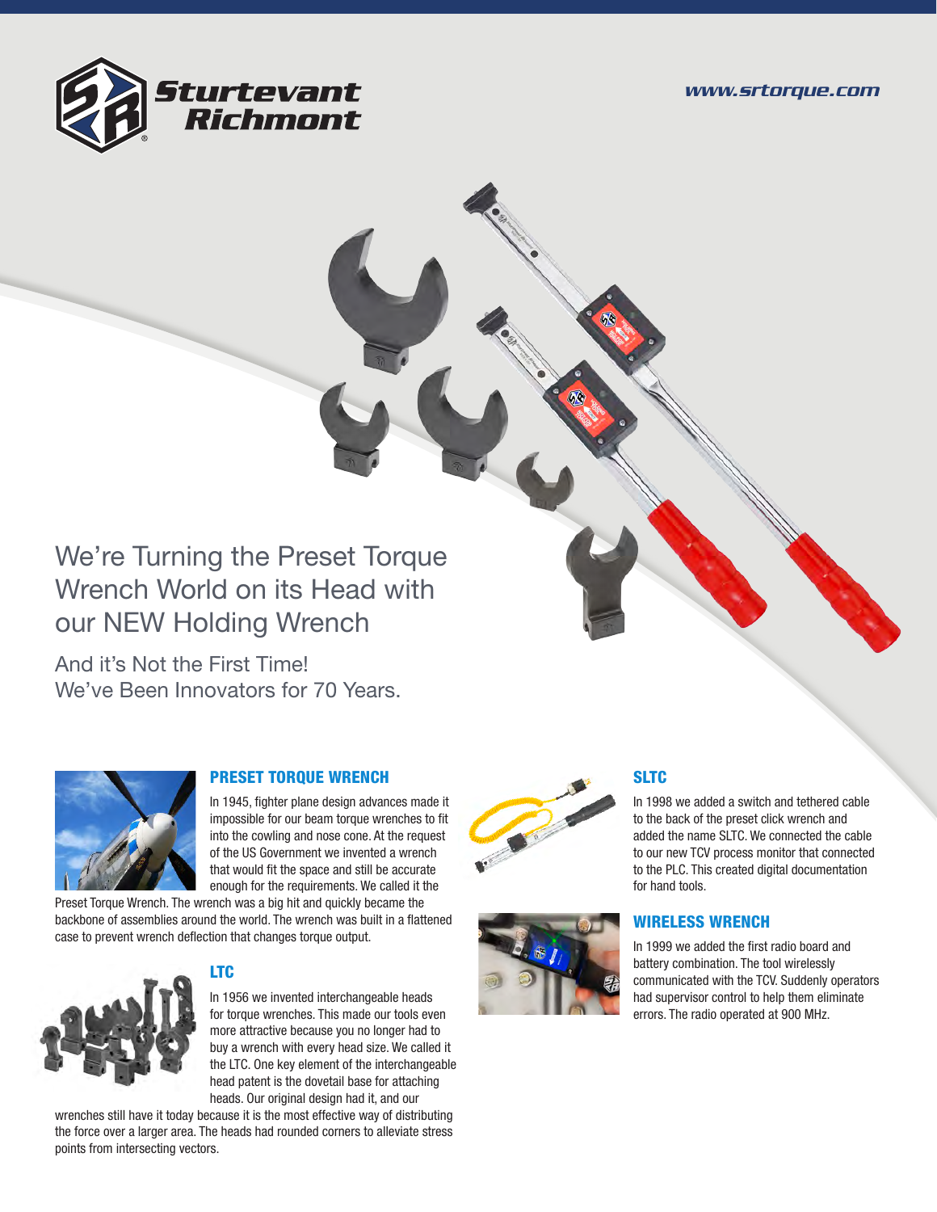Sturtevant Richmond

www.srtorque.com

# We're Turning the Preset Torque Wrench World on its Head with our NEW Holding Wrench

And it's Not the First Time!
We've Been Innovators for 70 Years.

## PRESET TORQUE WRENCH

In 1945, fighter plane design advances made it impossible for our beam torque wrenches to fit into the cowling and nose cone. At the request of the US Government we invented a wrench that would fit the space and still be accurate enough for the requirements. We called it the Preset Torque Wrench. The wrench was a big hit and quickly became the backbone of assemblies around the world. The wrench was built in a flattened case to prevent wrench deflection that changes torque output.

## LTC

In 1956 we invented interchangeable heads for torque wrenches. This made our tools even more attractive because you no longer had to buy a wrench with every head size. We called it the LTC. One key element of the interchangeable head patent is the dovetail base for attaching heads. Our original design had it, and our wrenches still have it today because it is the most effective way of distributing the force over a larger area. The heads had rounded corners to alleviate stress points from intersecting vectors.

## SLTC

In 1998 we added a switch and tethered cable to the back of the preset click wrench and added the name SLTC. We connected the cable to our new TCV process monitor that connected to the PLC. This created digital documentation for hand tools.

## WIRELESS WRENCH

In 1999 we added the first radio board and battery combination. The tool wirelessly communicated with the TCV. Suddenly operators had supervisor control to help them eliminate errors. The radio operated at 900 MHz.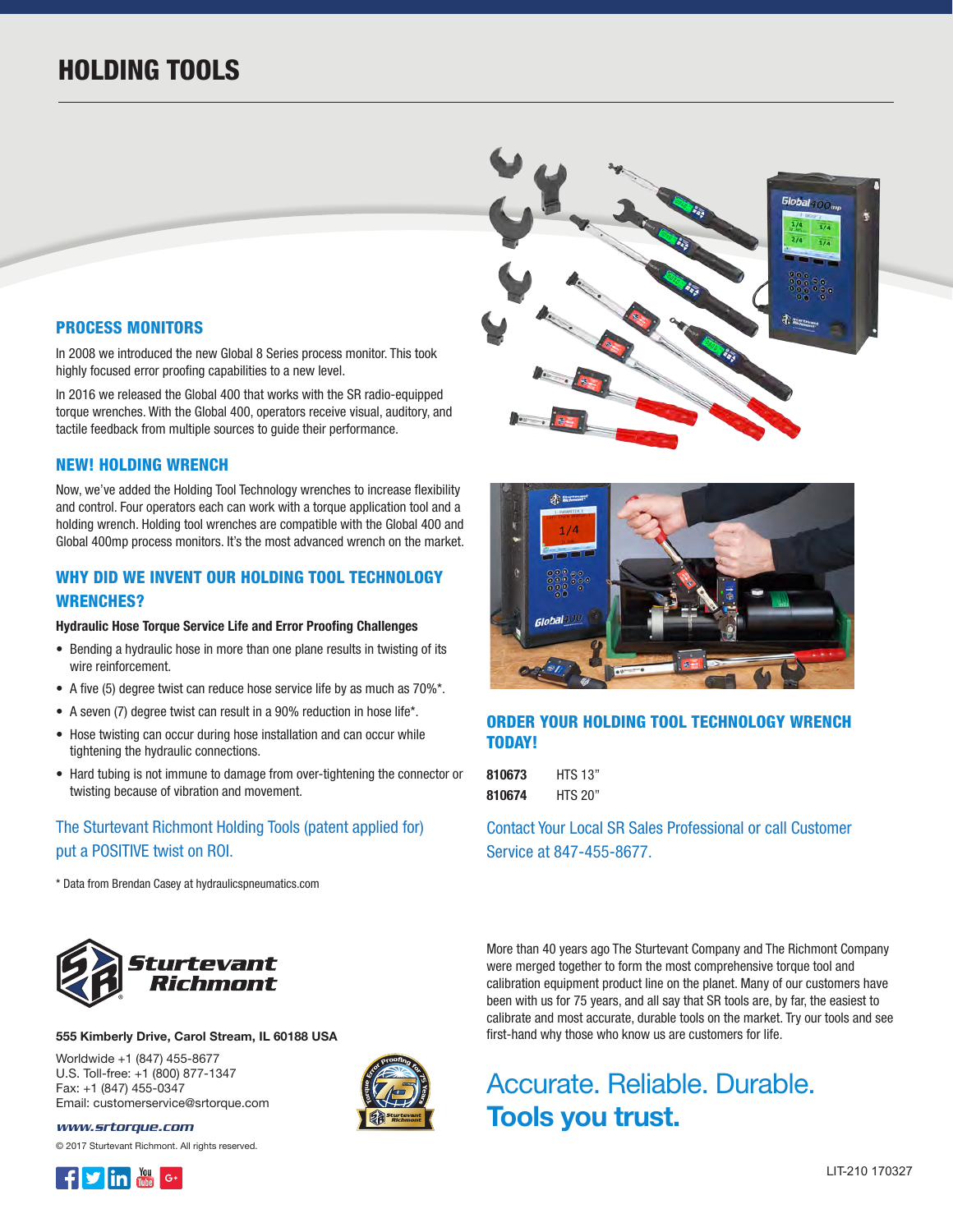# HOLDING TOOLS

## PROCESS MONITORS

In 2008 we introduced the new Global 8 Series process monitor. This took highly focused error proofing capabilities to a new level.

In 2016 we released the Global 400 that works with the SR radio-equipped torque wrenches. With the Global 400, operators receive visual, auditory, and tactile feedback from multiple sources to guide their performance.

## NEW! HOLDING WRENCH

Now, we've added the Holding Tool Technology wrenches to increase flexibility and control. Four operators each can work with a torque application tool and a holding wrench. Holding tool wrenches are compatible with the Global 400 and Global 400mp process monitors. It's the most advanced wrench on the market.

## WHY DID WE INVENT OUR HOLDING TOOL TECHNOLOGY WRENCHES?

**Hydraulic Hose Torque Service Life and Error Proofing Challenges**

- Bending a hydraulic hose in more than one plane results in twisting of its wire reinforcement.
- A five (5) degree twist can reduce hose service life by as much as 70%*.
- A seven (7) degree twist can result in a 90% reduction in hose life*.
- Hose twisting can occur during hose installation and can occur while tightening the hydraulic connections.
- Hard tubing is not immune to damage from over-tightening the connector or twisting because of vibration and movement.

The Sturtevant Richmont Holding Tools (patent applied for) put a POSITIVE twist on ROI.

\* Data from Brendan Casey at hydraulicspneumatics.com

## ORDER YOUR HOLDING TOOL TECHNOLOGY WRENCH TODAY!

| | |
|---|---|
| **810673** | HTS 13" |
| **810674** | HTS 20" |

Contact Your Local SR Sales Professional or call Customer Service at 847-455-8677.

**555 Kimberly Drive, Carol Stream, IL 60188 USA**

Worldwide +1 (847) 455-8677
U.S. Toll-free: +1 (800) 877-1347
Fax: +1 (847) 455-0347
Email: customerservice@srtorque.com

*www.srtorque.com*

© 2017 Sturtevant Richmont. All rights reserved.

More than 40 years ago The Sturtevant Company and The Richmont Company were merged together to form the most comprehensive torque tool and calibration equipment product line on the planet. Many of our customers have been with us for 75 years, and all say that SR tools are, by far, the easiest to calibrate and most accurate, durable tools on the market. Try our tools and see first-hand why those who know us are customers for life.

Accurate. Reliable. Durable.
**Tools you trust.**

LIT-210 170327